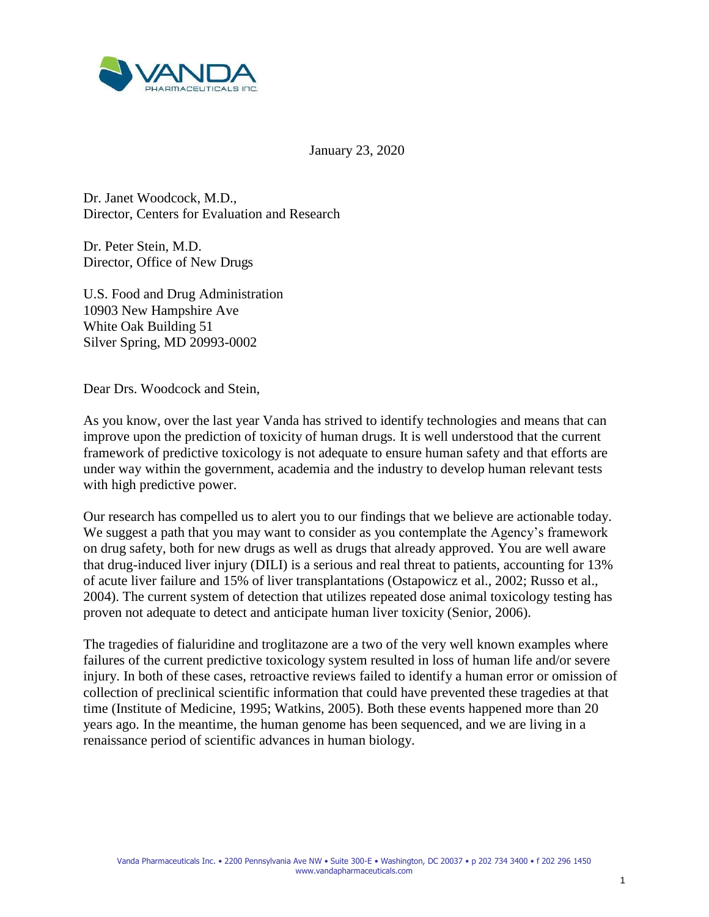January 23, 2020

Dr. Janet Woodcock, M.D.,
Director, Centers for Evaluation and Research

Dr. Peter Stein, M.D.
Director, Office of New Drugs

U.S. Food and Drug Administration
10903 New Hampshire Ave
White Oak Building 51
Silver Spring, MD 20993-0002

Dear Drs. Woodcock and Stein,

As you know, over the last year Vanda has strived to identify technologies and means that can improve upon the prediction of toxicity of human drugs. It is well understood that the current framework of predictive toxicology is not adequate to ensure human safety and that efforts are under way within the government, academia and the industry to develop human relevant tests with high predictive power.

Our research has compelled us to alert you to our findings that we believe are actionable today. We suggest a path that you may want to consider as you contemplate the Agency's framework on drug safety, both for new drugs as well as drugs that already approved. You are well aware that drug-induced liver injury (DILI) is a serious and real threat to patients, accounting for 13% of acute liver failure and 15% of liver transplantations (Ostapowicz et al., 2002; Russo et al., 2004). The current system of detection that utilizes repeated dose animal toxicology testing has proven not adequate to detect and anticipate human liver toxicity (Senior, 2006).

The tragedies of fialuridine and troglitazone are a two of the very well known examples where failures of the current predictive toxicology system resulted in loss of human life and/or severe injury. In both of these cases, retroactive reviews failed to identify a human error or omission of collection of preclinical scientific information that could have prevented these tragedies at that time (Institute of Medicine, 1995; Watkins, 2005). Both these events happened more than 20 years ago. In the meantime, the human genome has been sequenced, and we are living in a renaissance period of scientific advances in human biology.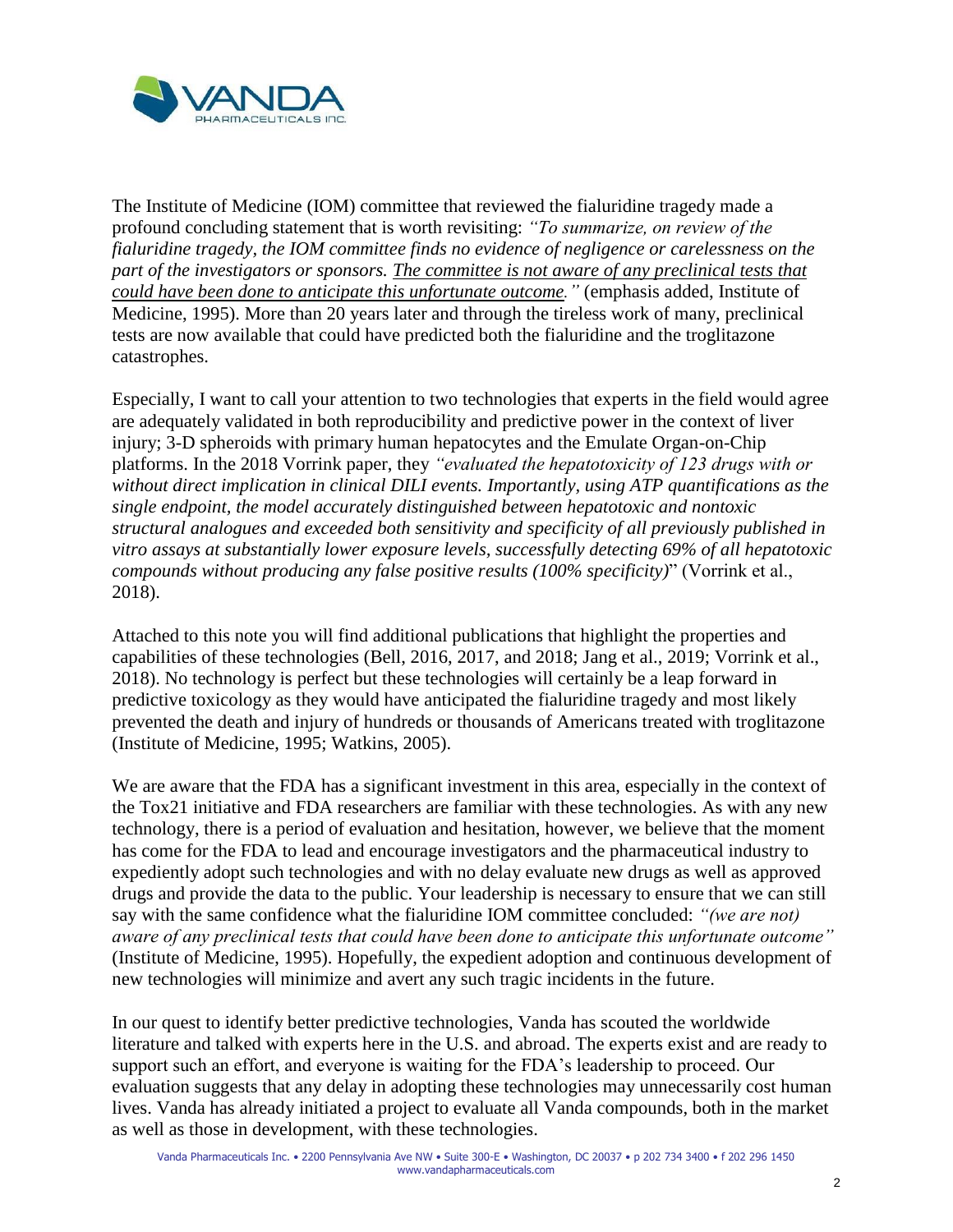The Institute of Medicine (IOM) committee that reviewed the fialuridine tragedy made a profound concluding statement that is worth revisiting: *"To summarize, on review of the fialuridine tragedy, the IOM committee finds no evidence of negligence or carelessness on the part of the investigators or sponsors. <u>The committee is not aware of any preclinical tests that could have been done to anticipate this unfortunate outcome</u>."* (emphasis added, Institute of Medicine, 1995). More than 20 years later and through the tireless work of many, preclinical tests are now available that could have predicted both the fialuridine and the troglitazone catastrophes.

Especially, I want to call your attention to two technologies that experts in the field would agree are adequately validated in both reproducibility and predictive power in the context of liver injury; 3-D spheroids with primary human hepatocytes and the Emulate Organ-on-Chip platforms. In the 2018 Vorrink paper, they *"evaluated the hepatotoxicity of 123 drugs with or without direct implication in clinical DILI events. Importantly, using ATP quantifications as the single endpoint, the model accurately distinguished between hepatotoxic and nontoxic structural analogues and exceeded both sensitivity and specificity of all previously published in vitro assays at substantially lower exposure levels, successfully detecting 69% of all hepatotoxic compounds without producing any false positive results (100% specificity)*" (Vorrink et al., 2018).

Attached to this note you will find additional publications that highlight the properties and capabilities of these technologies (Bell, 2016, 2017, and 2018; Jang et al., 2019; Vorrink et al., 2018). No technology is perfect but these technologies will certainly be a leap forward in predictive toxicology as they would have anticipated the fialuridine tragedy and most likely prevented the death and injury of hundreds or thousands of Americans treated with troglitazone (Institute of Medicine, 1995; Watkins, 2005).

We are aware that the FDA has a significant investment in this area, especially in the context of the Tox21 initiative and FDA researchers are familiar with these technologies. As with any new technology, there is a period of evaluation and hesitation, however, we believe that the moment has come for the FDA to lead and encourage investigators and the pharmaceutical industry to expediently adopt such technologies and with no delay evaluate new drugs as well as approved drugs and provide the data to the public. Your leadership is necessary to ensure that we can still say with the same confidence what the fialuridine IOM committee concluded: *"(we are not) aware of any preclinical tests that could have been done to anticipate this unfortunate outcome"* (Institute of Medicine, 1995). Hopefully, the expedient adoption and continuous development of new technologies will minimize and avert any such tragic incidents in the future.

In our quest to identify better predictive technologies, Vanda has scouted the worldwide literature and talked with experts here in the U.S. and abroad. The experts exist and are ready to support such an effort, and everyone is waiting for the FDA's leadership to proceed. Our evaluation suggests that any delay in adopting these technologies may unnecessarily cost human lives. Vanda has already initiated a project to evaluate all Vanda compounds, both in the market as well as those in development, with these technologies.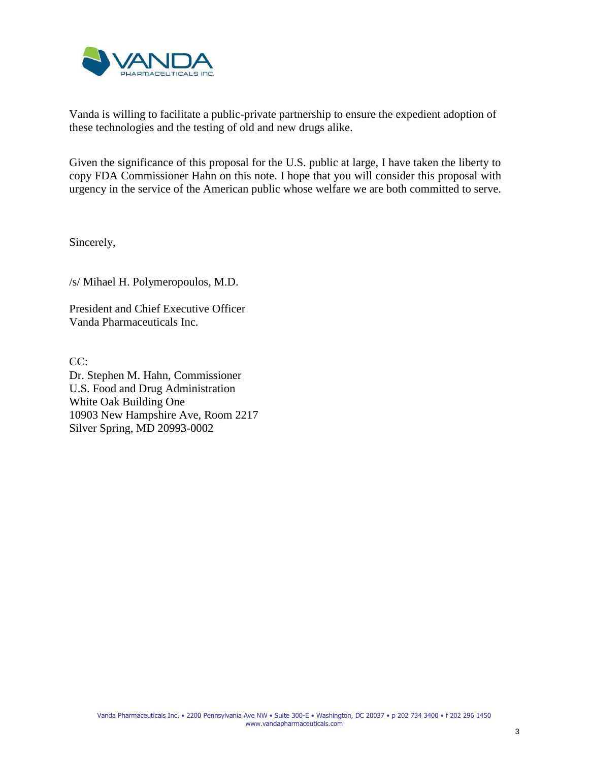Vanda is willing to facilitate a public-private partnership to ensure the expedient adoption of these technologies and the testing of old and new drugs alike.

Given the significance of this proposal for the U.S. public at large, I have taken the liberty to copy FDA Commissioner Hahn on this note. I hope that you will consider this proposal with urgency in the service of the American public whose welfare we are both committed to serve.

Sincerely,

/s/ Mihael H. Polymeropoulos, M.D.

President and Chief Executive Officer
Vanda Pharmaceuticals Inc.

CC:
Dr. Stephen M. Hahn, Commissioner
U.S. Food and Drug Administration
White Oak Building One
10903 New Hampshire Ave, Room 2217
Silver Spring, MD 20993-0002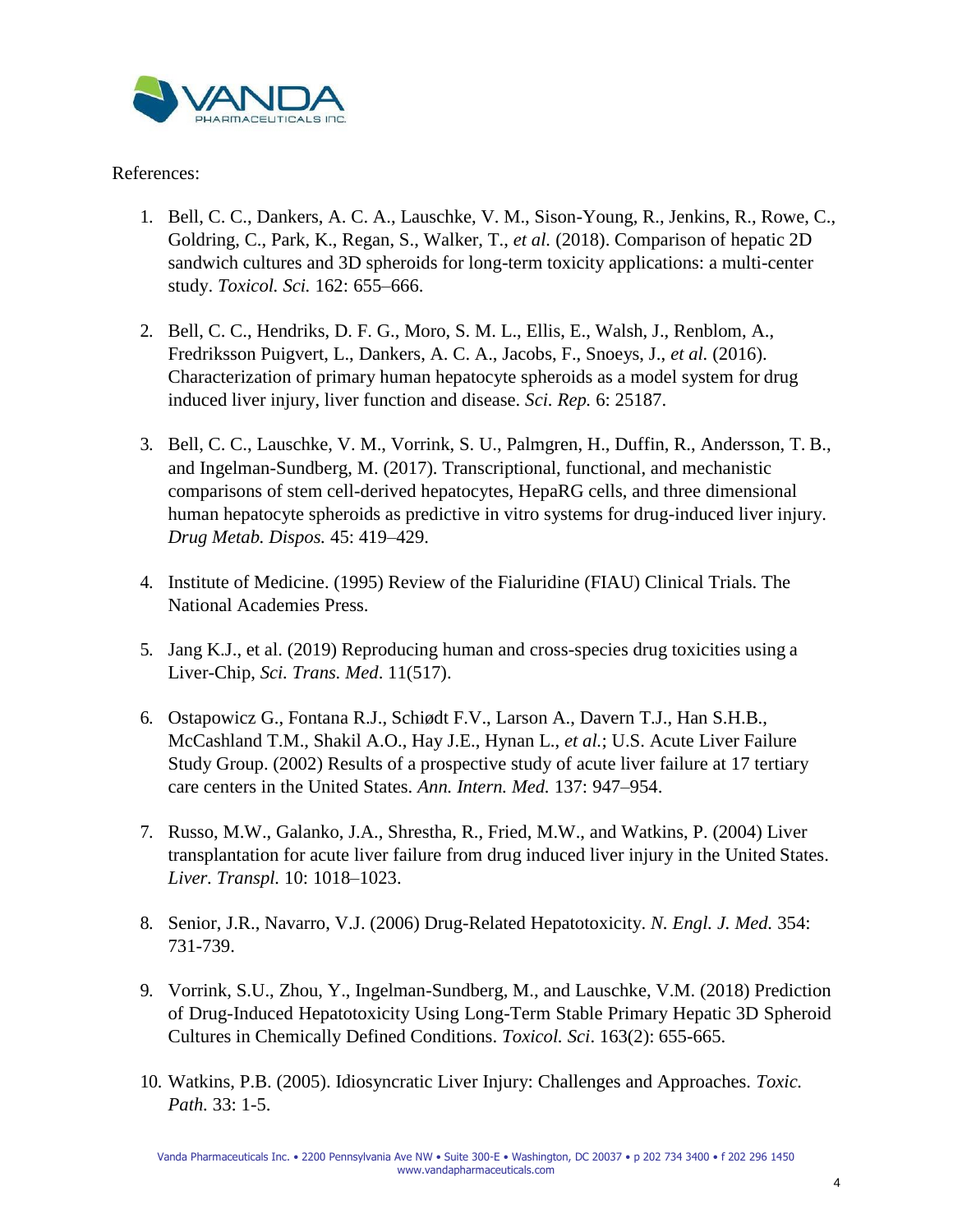References:

1. Bell, C. C., Dankers, A. C. A., Lauschke, V. M., Sison-Young, R., Jenkins, R., Rowe, C., Goldring, C., Park, K., Regan, S., Walker, T., *et al.* (2018). Comparison of hepatic 2D sandwich cultures and 3D spheroids for long-term toxicity applications: a multi-center study. *Toxicol. Sci.* 162: 655–666.

2. Bell, C. C., Hendriks, D. F. G., Moro, S. M. L., Ellis, E., Walsh, J., Renblom, A., Fredriksson Puigvert, L., Dankers, A. C. A., Jacobs, F., Snoeys, J., *et al.* (2016). Characterization of primary human hepatocyte spheroids as a model system for drug induced liver injury, liver function and disease. *Sci. Rep.* 6: 25187.

3. Bell, C. C., Lauschke, V. M., Vorrink, S. U., Palmgren, H., Duffin, R., Andersson, T. B., and Ingelman-Sundberg, M. (2017). Transcriptional, functional, and mechanistic comparisons of stem cell-derived hepatocytes, HepaRG cells, and three dimensional human hepatocyte spheroids as predictive in vitro systems for drug-induced liver injury. *Drug Metab. Dispos.* 45: 419–429.

4. Institute of Medicine. (1995) Review of the Fialuridine (FIAU) Clinical Trials. The National Academies Press.

5. Jang K.J., et al. (2019) Reproducing human and cross-species drug toxicities using a Liver-Chip, *Sci. Trans. Med*. 11(517).

6. Ostapowicz G., Fontana R.J., Schiødt F.V., Larson A., Davern T.J., Han S.H.B., McCashland T.M., Shakil A.O., Hay J.E., Hynan L., *et al.*; U.S. Acute Liver Failure Study Group. (2002) Results of a prospective study of acute liver failure at 17 tertiary care centers in the United States. *Ann. Intern. Med.* 137: 947–954.

7. Russo, M.W., Galanko, J.A., Shrestha, R., Fried, M.W., and Watkins, P. (2004) Liver transplantation for acute liver failure from drug induced liver injury in the United States. *Liver. Transpl.* 10: 1018–1023.

8. Senior, J.R., Navarro, V.J. (2006) Drug-Related Hepatotoxicity. *N. Engl. J. Med.* 354: 731-739.

9. Vorrink, S.U., Zhou, Y., Ingelman-Sundberg, M., and Lauschke, V.M. (2018) Prediction of Drug-Induced Hepatotoxicity Using Long-Term Stable Primary Hepatic 3D Spheroid Cultures in Chemically Defined Conditions. *Toxicol. Sci*. 163(2): 655-665.

10. Watkins, P.B. (2005). Idiosyncratic Liver Injury: Challenges and Approaches. *Toxic. Path.* 33: 1-5.